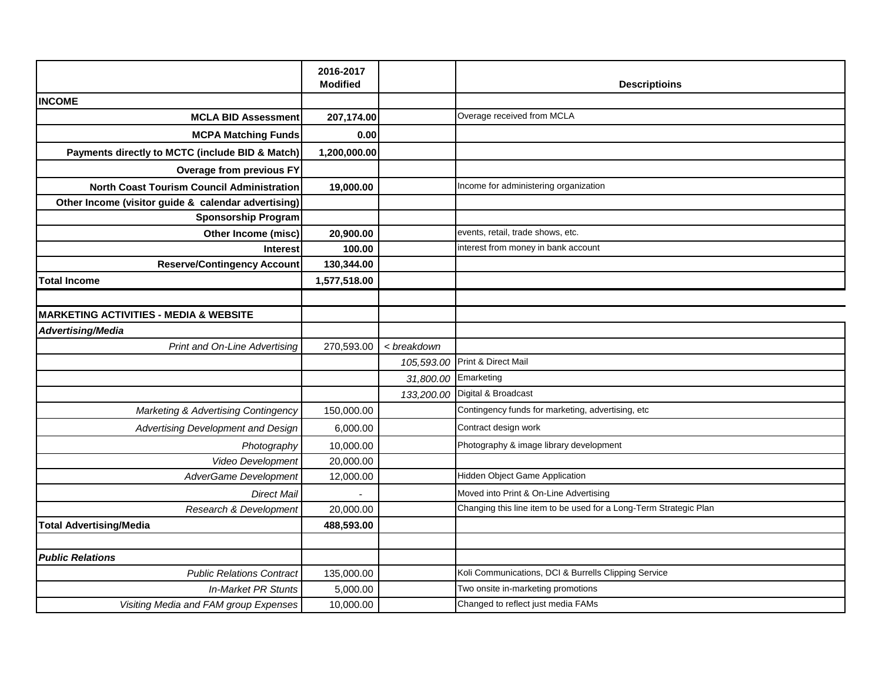| | 2016-2017 Modified | | Descriptioins |
|---|---|---|---|
| **INCOME** | | | |
| **MCLA BID Assessment** | **207,174.00** | | Overage received from MCLA |
| **MCPA Matching Funds** | **0.00** | | |
| **Payments directly to MCTC (include BID & Match)** | **1,200,000.00** | | |
| **Overage from previous FY** | | | |
| **North Coast Tourism Council Administration** | **19,000.00** | | Income for administering organization |
| **Other Income (visitor guide & calendar advertising)** | | | |
| **Sponsorship Program** | | | |
| **Other Income (misc)** | **20,900.00** | | events, retail, trade shows, etc. |
| **Interest** | **100.00** | | interest from money in bank account |
| **Reserve/Contingency Account** | **130,344.00** | | |
| **Total Income** | **1,577,518.00** | | |
| | | | |
| **MARKETING ACTIVITIES - MEDIA & WEBSITE** | | | |
| ***Advertising/Media*** | | | |
| *Print and On-Line Advertising* | 270,593.00 | *< breakdown* | |
| | | *105,593.00* | Print & Direct Mail |
| | | *31,800.00* | Emarketing |
| | | *133,200.00* | Digital & Broadcast |
| *Marketing & Advertising Contingency* | 150,000.00 | | Contingency funds for marketing, advertising, etc |
| *Advertising Development and Design* | 6,000.00 | | Contract design work |
| *Photography* | 10,000.00 | | Photography & image library development |
| *Video Development* | 20,000.00 | | |
| *AdverGame Development* | 12,000.00 | | Hidden Object Game Application |
| *Direct Mail* | - | | Moved into Print & On-Line Advertising |
| *Research & Development* | 20,000.00 | | Changing this line item to be used for a Long-Term Strategic Plan |
| **Total Advertising/Media** | **488,593.00** | | |
| | | | |
| ***Public Relations*** | | | |
| *Public Relations Contract* | 135,000.00 | | Koli Communications, DCI & Burrells Clipping Service |
| *In-Market PR Stunts* | 5,000.00 | | Two onsite in-marketing promotions |
| *Visiting Media and FAM group Expenses* | 10,000.00 | | Changed to reflect just media FAMs |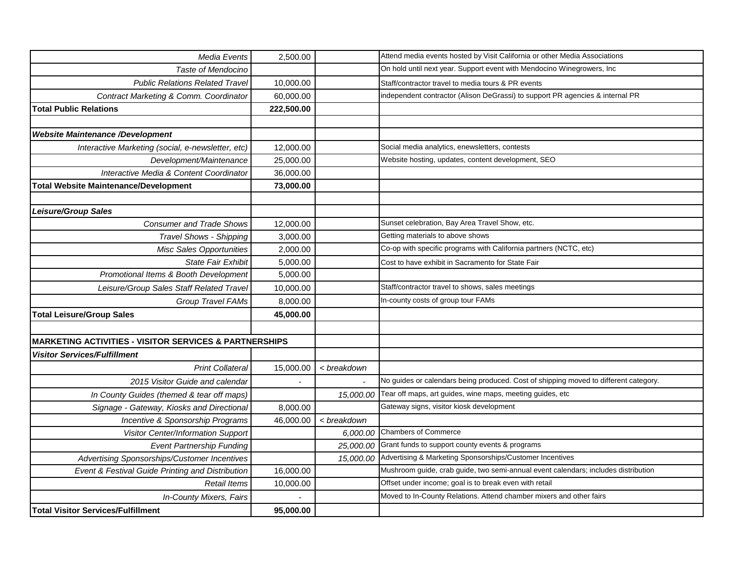| | | | |
|---|---|---|---|
| *Media Events* | 2,500.00 | | Attend media events hosted by Visit California or other Media Associations |
| *Taste of Mendocino* | | | On hold until next year. Support event with Mendocino Winegrowers, Inc |
| *Public Relations Related Travel* | 10,000.00 | | Staff/contractor travel to media tours & PR events |
| *Contract Marketing & Comm. Coordinator* | 60,000.00 | | independent contractor (Alison DeGrassi) to support PR agencies & internal PR |
| **Total Public Relations** | **222,500.00** | | |
| | | | |
| ***Website Maintenance /Development*** | | | |
| *Interactive Marketing (social, e-newsletter, etc)* | 12,000.00 | | Social media analytics, enewsletters, contests |
| *Development/Maintenance* | 25,000.00 | | Website hosting, updates, content development, SEO |
| *Interactive Media & Content Coordinator* | 36,000.00 | | |
| **Total Website Maintenance/Development** | **73,000.00** | | |
| | | | |
| ***Leisure/Group Sales*** | | | |
| *Consumer and Trade Shows* | 12,000.00 | | Sunset celebration, Bay Area Travel Show, etc. |
| *Travel Shows - Shipping* | 3,000.00 | | Getting materials to above shows |
| *Misc Sales Opportunities* | 2,000.00 | | Co-op with specific programs with California partners (NCTC, etc) |
| *State Fair Exhibit* | 5,000.00 | | Cost to have exhibit in Sacramento for State Fair |
| *Promotional Items & Booth Development* | 5,000.00 | | |
| *Leisure/Group Sales Staff Related Travel* | 10,000.00 | | Staff/contractor travel to shows, sales meetings |
| *Group Travel FAMs* | 8,000.00 | | In-county costs of group tour FAMs |
| **Total Leisure/Group Sales** | **45,000.00** | | |
| | | | |
| **MARKETING ACTIVITIES - VISITOR SERVICES & PARTNERSHIPS** | | | |
| ***Visitor Services/Fulfillment*** | | | |
| *Print Collateral* | 15,000.00 | *< breakdown* | |
| *2015 Visitor Guide and calendar* | - | - | No guides or calendars being produced. Cost of shipping moved to different category. |
| *In County Guides (themed & tear off maps)* | | *15,000.00* | Tear off maps, art guides, wine maps, meeting guides, etc |
| *Signage - Gateway, Kiosks and Directional* | 8,000.00 | | Gateway signs, visitor kiosk development |
| *Incentive & Sponsorship Programs* | 46,000.00 | *< breakdown* | |
| *Visitor Center/Information Support* | | *6,000.00* | Chambers of Commerce |
| *Event Partnership Funding* | | *25,000.00* | Grant funds to support county events & programs |
| *Advertising Sponsorships/Customer Incentives* | | *15,000.00* | Advertising & Marketing Sponsorships/Customer Incentives |
| *Event & Festival Guide Printing and Distribution* | 16,000.00 | | Mushroom guide, crab guide, two semi-annual event calendars; includes distribution |
| *Retail Items* | 10,000.00 | | Offset under income; goal is to break even with retail |
| *In-County Mixers, Fairs* | - | | Moved to In-County Relations. Attend chamber mixers and other fairs |
| **Total Visitor Services/Fulfillment** | **95,000.00** | | |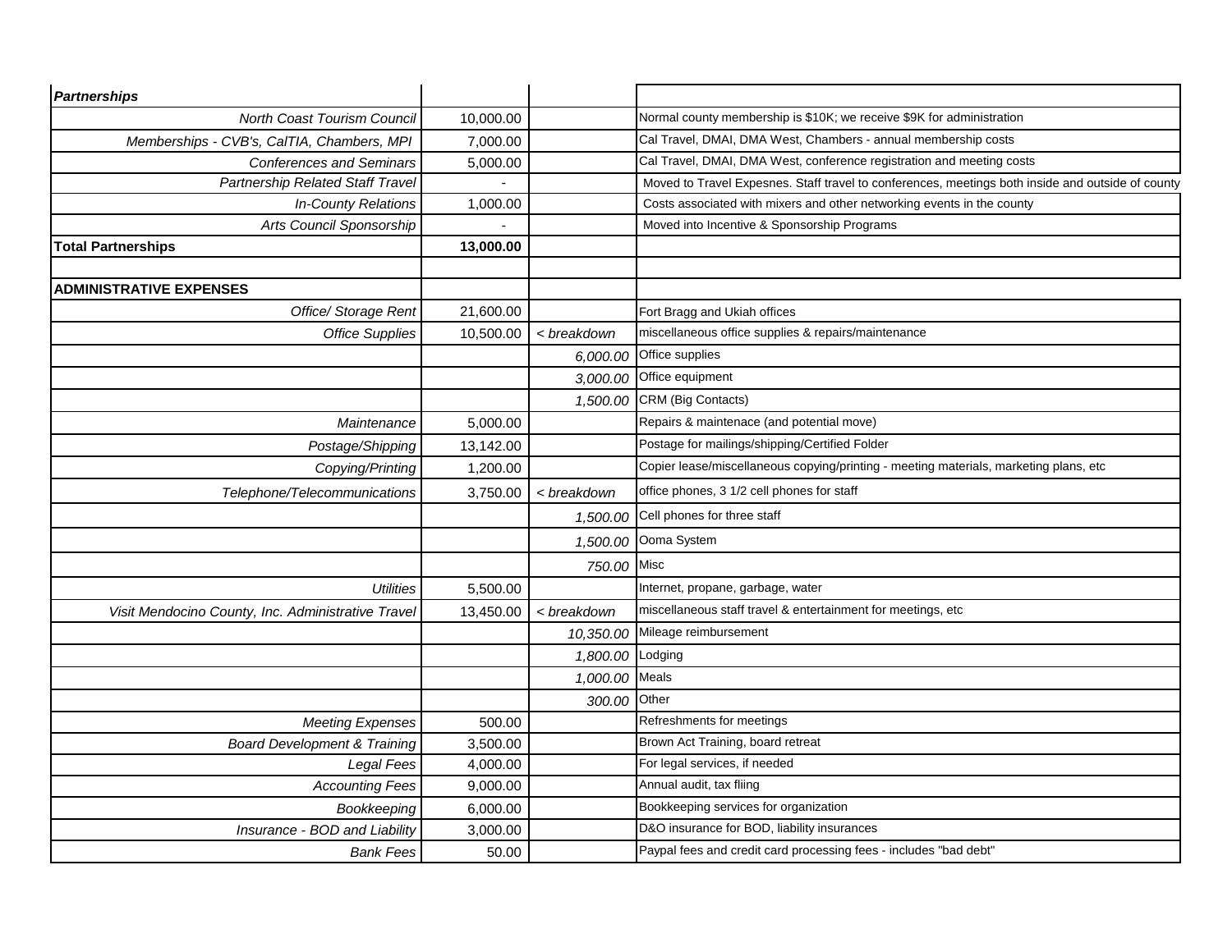| *Partnerships* | | | |
|---|---|---|---|
| *North Coast Tourism Council* | 10,000.00 | | Normal county membership is $10K; we receive $9K for administration |
| *Memberships - CVB's, CalTIA, Chambers, MPI* | 7,000.00 | | Cal Travel, DMAI, DMA West, Chambers - annual membership costs |
| *Conferences and Seminars* | 5,000.00 | | Cal Travel, DMAI, DMA West, conference registration and meeting costs |
| *Partnership Related Staff Travel* | - | | Moved to Travel Expesnes. Staff travel to conferences, meetings both inside and outside of county |
| *In-County Relations* | 1,000.00 | | Costs associated with mixers and other networking events in the county |
| *Arts Council Sponsorship* | - | | Moved into Incentive & Sponsorship Programs |
| **Total Partnerships** | **13,000.00** | | |
| | | | |
| **ADMINISTRATIVE EXPENSES** | | | |
| *Office/ Storage Rent* | 21,600.00 | | Fort Bragg and Ukiah offices |
| *Office Supplies* | 10,500.00 | *< breakdown* | miscellaneous office supplies & repairs/maintenance |
| | | *6,000.00* | Office supplies |
| | | *3,000.00* | Office equipment |
| | | *1,500.00* | CRM (Big Contacts) |
| *Maintenance* | 5,000.00 | | Repairs & maintenace (and potential move) |
| *Postage/Shipping* | 13,142.00 | | Postage for mailings/shipping/Certified Folder |
| *Copying/Printing* | 1,200.00 | | Copier lease/miscellaneous copying/printing - meeting materials, marketing plans, etc |
| *Telephone/Telecommunications* | 3,750.00 | *< breakdown* | office phones, 3 1/2 cell phones for staff |
| | | *1,500.00* | Cell phones for three staff |
| | | *1,500.00* | Ooma System |
| | | *750.00* | Misc |
| *Utilities* | 5,500.00 | | Internet, propane, garbage, water |
| *Visit Mendocino County, Inc. Administrative Travel* | 13,450.00 | *< breakdown* | miscellaneous staff travel & entertainment for meetings, etc |
| | | *10,350.00* | Mileage reimbursement |
| | | *1,800.00* | Lodging |
| | | *1,000.00* | Meals |
| | | *300.00* | Other |
| *Meeting Expenses* | 500.00 | | Refreshments for meetings |
| *Board Development & Training* | 3,500.00 | | Brown Act Training, board retreat |
| *Legal Fees* | 4,000.00 | | For legal services, if needed |
| *Accounting Fees* | 9,000.00 | | Annual audit, tax fliing |
| *Bookkeeping* | 6,000.00 | | Bookkeeping services for organization |
| *Insurance - BOD and Liability* | 3,000.00 | | D&O insurance for BOD, liability insurances |
| *Bank Fees* | 50.00 | | Paypal fees and credit card processing fees - includes "bad debt" |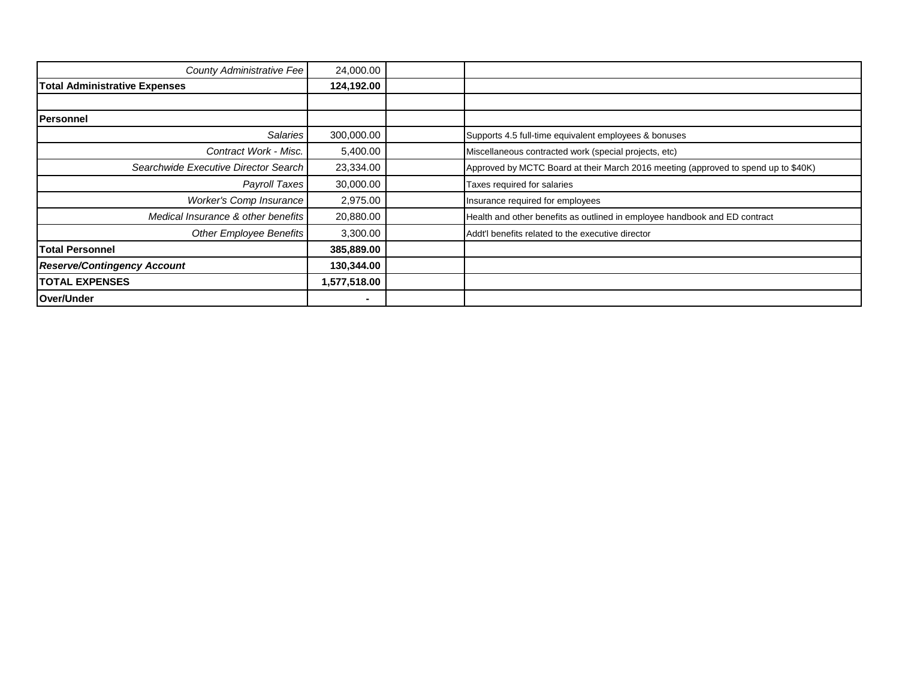| | | | |
|---|---|---|---|
| *County Administrative Fee* | 24,000.00 | | |
| **Total Administrative Expenses** | **124,192.00** | | |
| | | | |
| **Personnel** | | | |
| *Salaries* | 300,000.00 | | Supports 4.5 full-time equivalent employees & bonuses |
| *Contract Work - Misc.* | 5,400.00 | | Miscellaneous contracted work (special projects, etc) |
| *Searchwide Executive Director Search* | 23,334.00 | | Approved by MCTC Board at their March 2016 meeting (approved to spend up to $40K) |
| *Payroll Taxes* | 30,000.00 | | Taxes required for salaries |
| *Worker's Comp Insurance* | 2,975.00 | | Insurance required for employees |
| *Medical Insurance & other benefits* | 20,880.00 | | Health and other benefits as outlined in employee handbook and ED contract |
| *Other Employee Benefits* | 3,300.00 | | Addt'l benefits related to the executive director |
| **Total Personnel** | **385,889.00** | | |
| ***Reserve/Contingency Account*** | **130,344.00** | | |
| **TOTAL EXPENSES** | **1,577,518.00** | | |
| **Over/Under** | **-** | | |